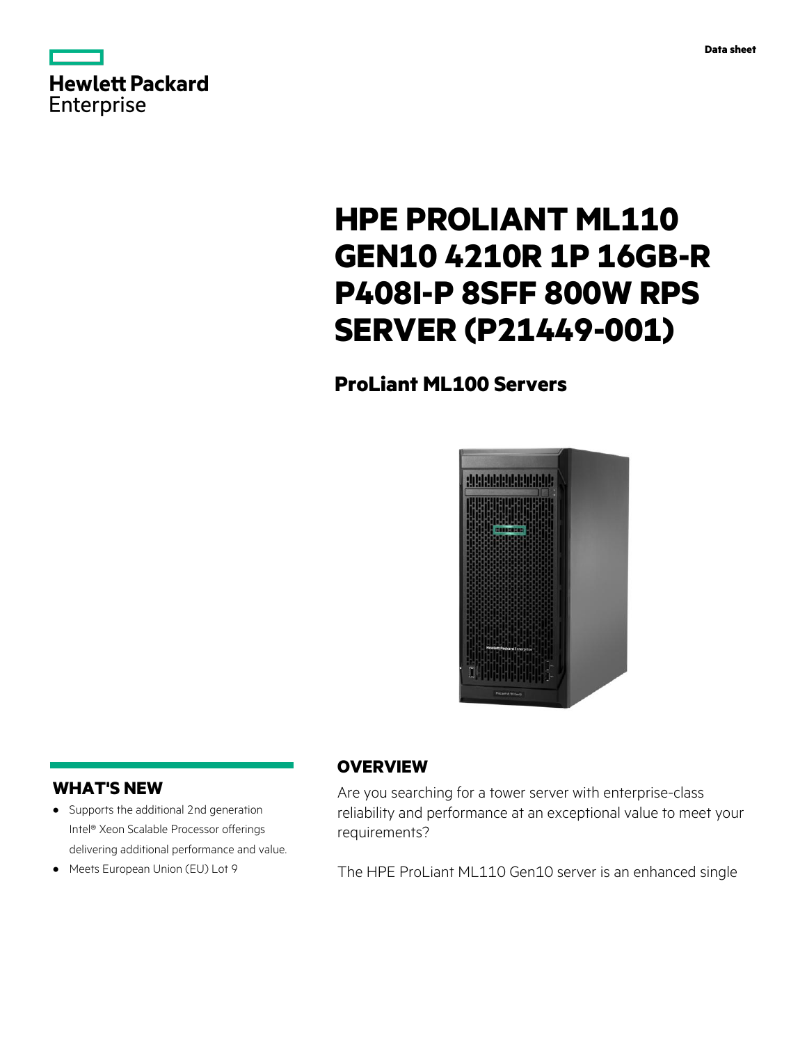Hewlett Packard Enterprise

Data sheet

# HPE PROLIANT ML110 GEN10 4210R 1P 16GB-R P408I-P 8SFF 800W RPS SERVER (P21449-001)

## ProLiant ML100 Servers

## WHAT'S NEW

- Supports the additional 2nd generation Intel® Xeon Scalable Processor offerings delivering additional performance and value.
- Meets European Union (EU) Lot 9

## OVERVIEW

Are you searching for a tower server with enterprise-class reliability and performance at an exceptional value to meet your requirements?

The HPE ProLiant ML110 Gen10 server is an enhanced single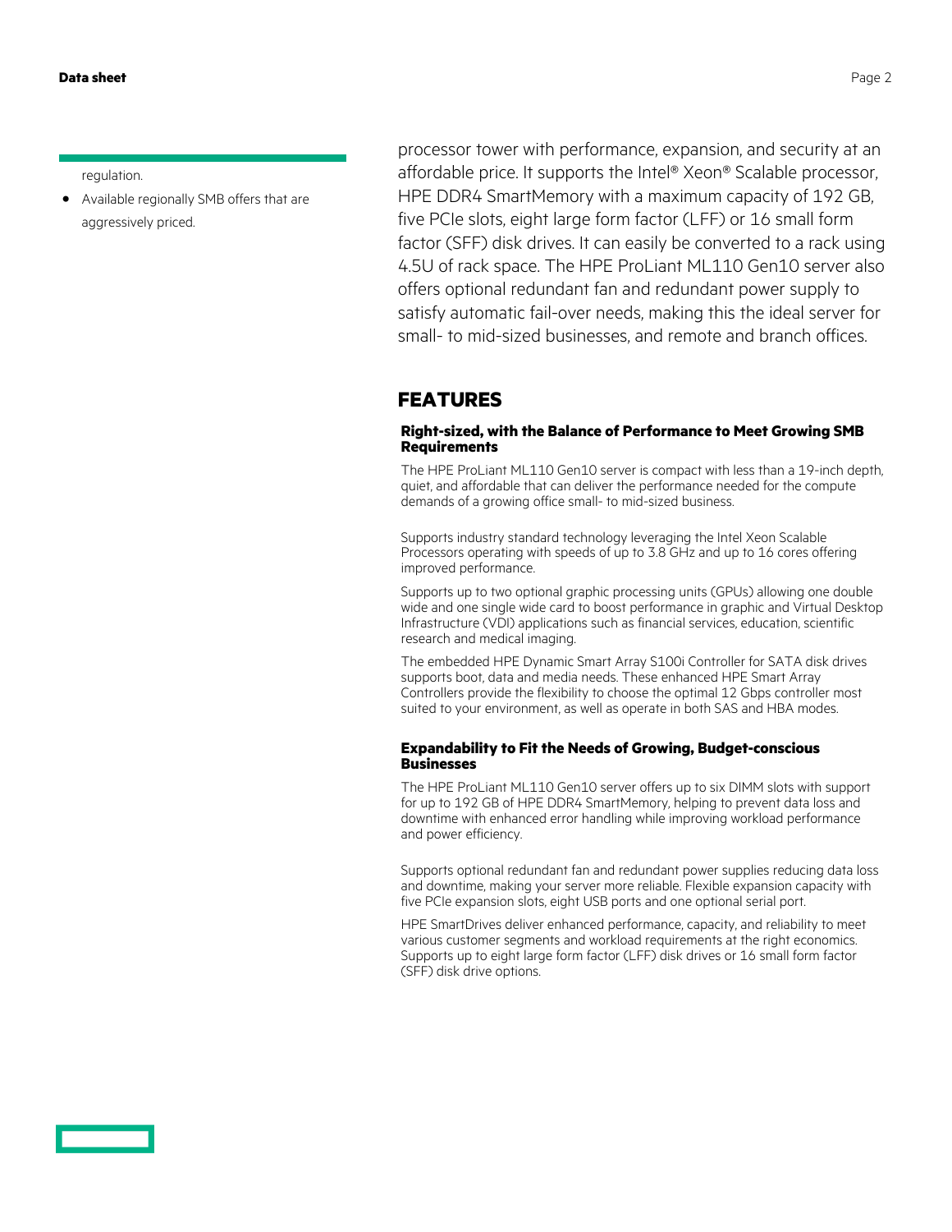regulation.

- Available regionally SMB offers that are aggressively priced.

processor tower with performance, expansion, and security at an affordable price. It supports the Intel® Xeon® Scalable processor, HPE DDR4 SmartMemory with a maximum capacity of 192 GB, five PCIe slots, eight large form factor (LFF) or 16 small form factor (SFF) disk drives. It can easily be converted to a rack using 4.5U of rack space. The HPE ProLiant ML110 Gen10 server also offers optional redundant fan and redundant power supply to satisfy automatic fail-over needs, making this the ideal server for small- to mid-sized businesses, and remote and branch offices.

## FEATURES

### Right-sized, with the Balance of Performance to Meet Growing SMB Requirements

The HPE ProLiant ML110 Gen10 server is compact with less than a 19-inch depth, quiet, and affordable that can deliver the performance needed for the compute demands of a growing office small- to mid-sized business.

Supports industry standard technology leveraging the Intel Xeon Scalable Processors operating with speeds of up to 3.8 GHz and up to 16 cores offering improved performance.

Supports up to two optional graphic processing units (GPUs) allowing one double wide and one single wide card to boost performance in graphic and Virtual Desktop Infrastructure (VDI) applications such as financial services, education, scientific research and medical imaging.

The embedded HPE Dynamic Smart Array S100i Controller for SATA disk drives supports boot, data and media needs. These enhanced HPE Smart Array Controllers provide the flexibility to choose the optimal 12 Gbps controller most suited to your environment, as well as operate in both SAS and HBA modes.

### Expandability to Fit the Needs of Growing, Budget-conscious Businesses

The HPE ProLiant ML110 Gen10 server offers up to six DIMM slots with support for up to 192 GB of HPE DDR4 SmartMemory, helping to prevent data loss and downtime with enhanced error handling while improving workload performance and power efficiency.

Supports optional redundant fan and redundant power supplies reducing data loss and downtime, making your server more reliable. Flexible expansion capacity with five PCIe expansion slots, eight USB ports and one optional serial port.

HPE SmartDrives deliver enhanced performance, capacity, and reliability to meet various customer segments and workload requirements at the right economics. Supports up to eight large form factor (LFF) disk drives or 16 small form factor (SFF) disk drive options.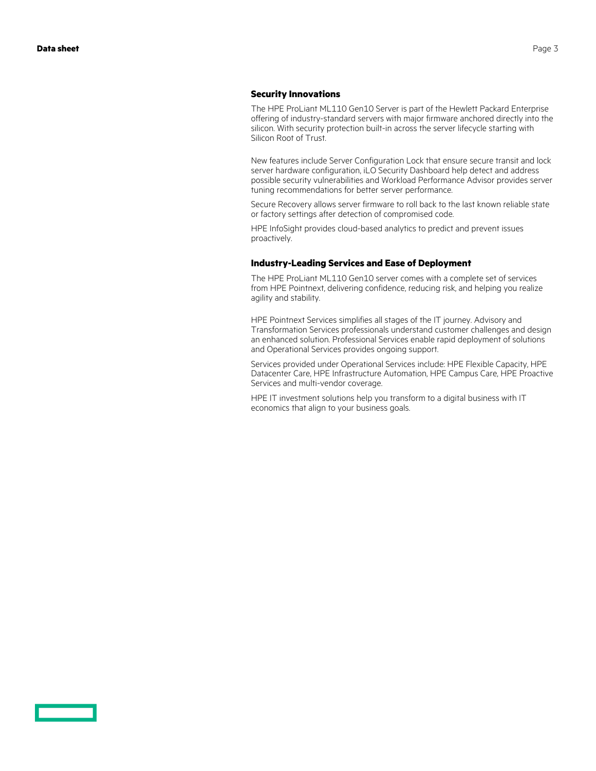### Security Innovations

The HPE ProLiant ML110 Gen10 Server is part of the Hewlett Packard Enterprise offering of industry-standard servers with major firmware anchored directly into the silicon. With security protection built-in across the server lifecycle starting with Silicon Root of Trust.

New features include Server Configuration Lock that ensure secure transit and lock server hardware configuration, iLO Security Dashboard help detect and address possible security vulnerabilities and Workload Performance Advisor provides server tuning recommendations for better server performance.

Secure Recovery allows server firmware to roll back to the last known reliable state or factory settings after detection of compromised code.

HPE InfoSight provides cloud-based analytics to predict and prevent issues proactively.

### Industry-Leading Services and Ease of Deployment

The HPE ProLiant ML110 Gen10 server comes with a complete set of services from HPE Pointnext, delivering confidence, reducing risk, and helping you realize agility and stability.

HPE Pointnext Services simplifies all stages of the IT journey. Advisory and Transformation Services professionals understand customer challenges and design an enhanced solution. Professional Services enable rapid deployment of solutions and Operational Services provides ongoing support.

Services provided under Operational Services include: HPE Flexible Capacity, HPE Datacenter Care, HPE Infrastructure Automation, HPE Campus Care, HPE Proactive Services and multi-vendor coverage.

HPE IT investment solutions help you transform to a digital business with IT economics that align to your business goals.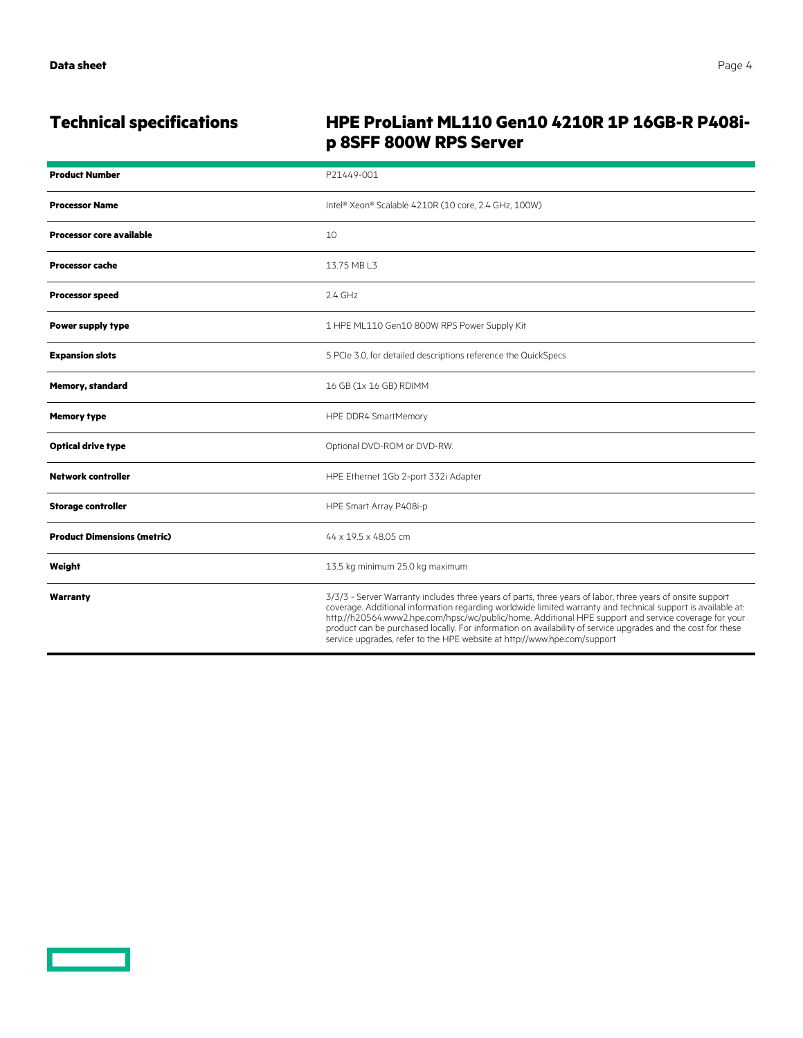## Technical specifications

## HPE ProLiant ML110 Gen10 4210R 1P 16GB-R P408i-p 8SFF 800W RPS Server

| | |
|---|---|
| **Product Number** | P21449-001 |
| **Processor Name** | Intel® Xeon® Scalable 4210R (10 core, 2.4 GHz, 100W) |
| **Processor core available** | 10 |
| **Processor cache** | 13.75 MB L3 |
| **Processor speed** | 2.4 GHz |
| **Power supply type** | 1 HPE ML110 Gen10 800W RPS Power Supply Kit |
| **Expansion slots** | 5 PCIe 3.0, for detailed descriptions reference the QuickSpecs |
| **Memory, standard** | 16 GB (1x 16 GB) RDIMM |
| **Memory type** | HPE DDR4 SmartMemory |
| **Optical drive type** | Optional DVD-ROM or DVD-RW. |
| **Network controller** | HPE Ethernet 1Gb 2-port 332i Adapter |
| **Storage controller** | HPE Smart Array P408i-p |
| **Product Dimensions (metric)** | 44 x 19.5 x 48.05 cm |
| **Weight** | 13.5 kg minimum 25.0 kg maximum |
| **Warranty** | 3/3/3 - Server Warranty includes three years of parts, three years of labor, three years of onsite support coverage. Additional information regarding worldwide limited warranty and technical support is available at: http://h20564.www2.hpe.com/hpsc/wc/public/home. Additional HPE support and service coverage for your product can be purchased locally. For information on availability of service upgrades and the cost for these service upgrades, refer to the HPE website at http://www.hpe.com/support |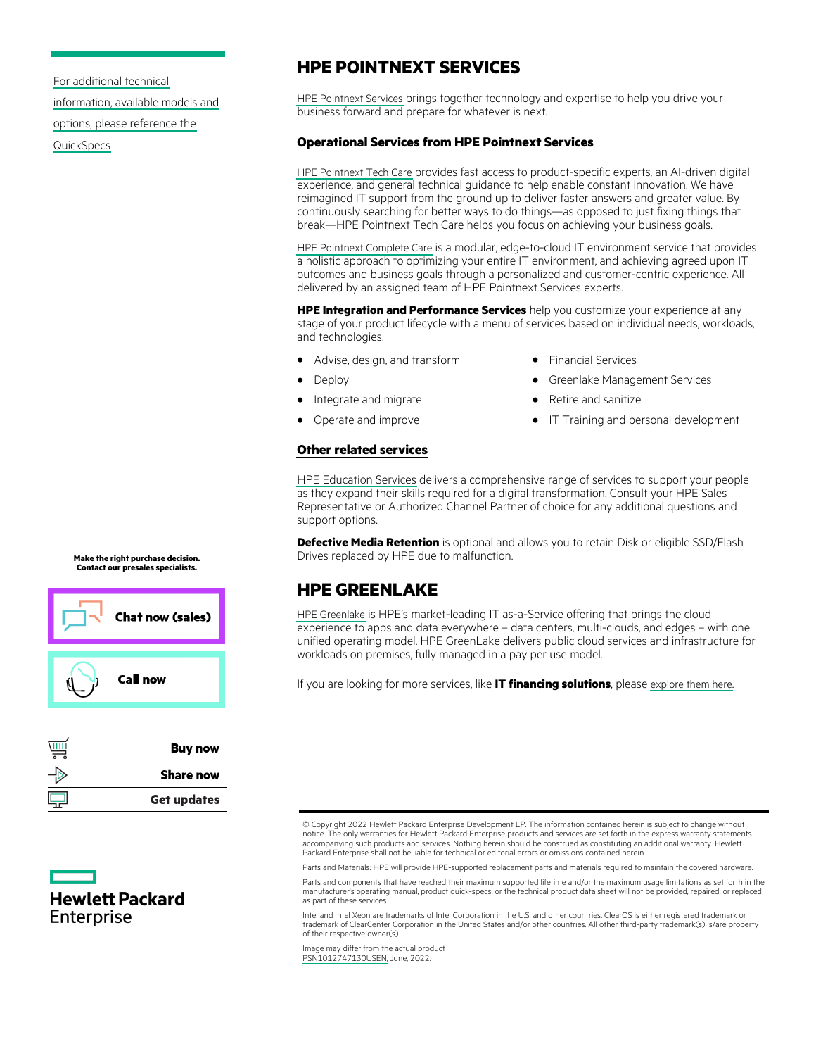For additional technical information, available models and options, please reference the QuickSpecs

## HPE POINTNEXT SERVICES

HPE Pointnext Services brings together technology and expertise to help you drive your business forward and prepare for whatever is next.

### Operational Services from HPE Pointnext Services

HPE Pointnext Tech Care provides fast access to product-specific experts, an AI-driven digital experience, and general technical guidance to help enable constant innovation. We have reimagined IT support from the ground up to deliver faster answers and greater value. By continuously searching for better ways to do things—as opposed to just fixing things that break—HPE Pointnext Tech Care helps you focus on achieving your business goals.

HPE Pointnext Complete Care is a modular, edge-to-cloud IT environment service that provides a holistic approach to optimizing your entire IT environment, and achieving agreed upon IT outcomes and business goals through a personalized and customer-centric experience. All delivered by an assigned team of HPE Pointnext Services experts.

**HPE Integration and Performance Services** help you customize your experience at any stage of your product lifecycle with a menu of services based on individual needs, workloads, and technologies.

- Advise, design, and transform
- Deploy
- Integrate and migrate
- Operate and improve
- Financial Services
- Greenlake Management Services
- Retire and sanitize
- IT Training and personal development

### Other related services

HPE Education Services delivers a comprehensive range of services to support your people as they expand their skills required for a digital transformation. Consult your HPE Sales Representative or Authorized Channel Partner of choice for any additional questions and support options.

**Defective Media Retention** is optional and allows you to retain Disk or eligible SSD/Flash Drives replaced by HPE due to malfunction.

## HPE GREENLAKE

HPE Greenlake is HPE's market-leading IT as-a-Service offering that brings the cloud experience to apps and data everywhere – data centers, multi-clouds, and edges – with one unified operating model. HPE GreenLake delivers public cloud services and infrastructure for workloads on premises, fully managed in a pay per use model.

If you are looking for more services, like **IT financing solutions**, please explore them here.

**Make the right purchase decision. Contact our presales specialists.**

**Chat now (sales)**

**Call now**

**Buy now**

**Share now**

**Get updates**

© Copyright 2022 Hewlett Packard Enterprise Development LP. The information contained herein is subject to change without notice. The only warranties for Hewlett Packard Enterprise products and services are set forth in the express warranty statements accompanying such products and services. Nothing herein should be construed as constituting an additional warranty. Hewlett Packard Enterprise shall not be liable for technical or editorial errors or omissions contained herein.

Parts and Materials: HPE will provide HPE-supported replacement parts and materials required to maintain the covered hardware.

Parts and components that have reached their maximum supported lifetime and/or the maximum usage limitations as set forth in the manufacturer's operating manual, product quick-specs, or the technical product data sheet will not be provided, repaired, or replaced as part of these services.

Intel and Intel Xeon are trademarks of Intel Corporation in the U.S. and other countries. ClearOS is either registered trademark or trademark of ClearCenter Corporation in the United States and/or other countries. All other third-party trademark(s) is/are property of their respective owner(s).

Image may differ from the actual product

PSN1012747130USEN, June, 2022.